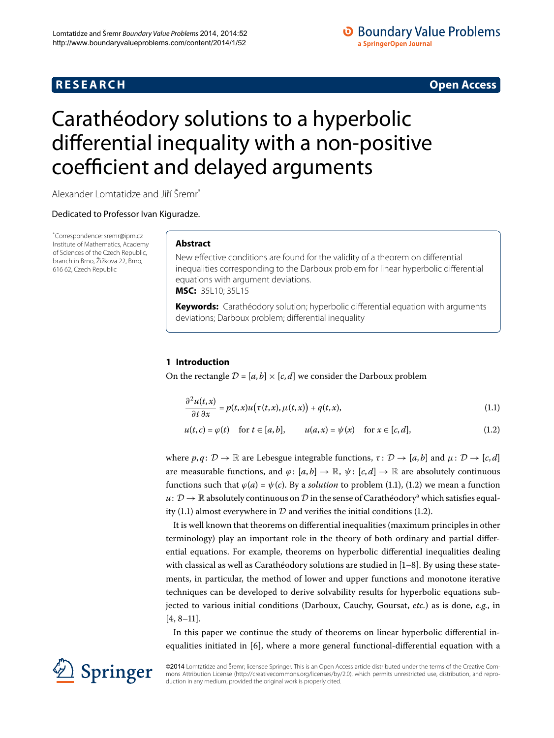**RESEARCH** **Open Access**

# Carathéodory solutions to a hyperbolic differential inequality with a non-positive coefficient and delayed arguments

Alexander Lomtatidze and Jiří Šremr[*]

Dedicated to Professor Ivan Kiguradze.

[*]Correspondence: sremr@ipm.cz
Institute of Mathematics, Academy of Sciences of the Czech Republic, branch in Brno, Žižkova 22, Brno, 616 62, Czech Republic

## Abstract

New effective conditions are found for the validity of a theorem on differential inequalities corresponding to the Darboux problem for linear hyperbolic differential equations with argument deviations.

**MSC:** 35L10; 35L15

**Keywords:** Carathéodory solution; hyperbolic differential equation with arguments deviations; Darboux problem; differential inequality

## 1 Introduction

On the rectangle $\mathcal{D} = [a,b] \times [c,d]$ we consider the Darboux problem

$$\frac{\partial^2 u(t,x)}{\partial t\,\partial x} = p(t,x)u\big(\tau(t,x),\mu(t,x)\big) + q(t,x), \tag{1.1}$$

$$u(t,c) = \varphi(t) \quad \text{for } t \in [a,b], \qquad u(a,x) = \psi(x) \quad \text{for } x \in [c,d], \tag{1.2}$$

where $p,q\colon \mathcal{D} \to \mathbb{R}$ are Lebesgue integrable functions, $\tau\colon \mathcal{D} \to [a,b]$ and $\mu\colon \mathcal{D} \to [c,d]$ are measurable functions, and $\varphi\colon [a,b] \to \mathbb{R}$, $\psi\colon [c,d] \to \mathbb{R}$ are absolutely continuous functions such that $\varphi(a) = \psi(c)$. By a *solution* to problem (1.1), (1.2) we mean a function $u\colon \mathcal{D} \to \mathbb{R}$ absolutely continuous on $\mathcal{D}$ in the sense of Carathéodory[a] which satisfies equality (1.1) almost everywhere in $\mathcal{D}$ and verifies the initial conditions (1.2).

It is well known that theorems on differential inequalities (maximum principles in other terminology) play an important role in the theory of both ordinary and partial differential equations. For example, theorems on hyperbolic differential inequalities dealing with classical as well as Carathéodory solutions are studied in [1–8]. By using these statements, in particular, the method of lower and upper functions and monotone iterative techniques can be developed to derive solvability results for hyperbolic equations subjected to various initial conditions (Darboux, Cauchy, Goursat, *etc.*) as is done, *e.g.*, in [4, 8–11].

In this paper we continue the study of theorems on linear hyperbolic differential inequalities initiated in [6], where a more general functional-differential equation with a

©2014 Lomtatidze and Šremr; licensee Springer. This is an Open Access article distributed under the terms of the Creative Commons Attribution License (http://creativecommons.org/licenses/by/2.0), which permits unrestricted use, distribution, and reproduction in any medium, provided the original work is properly cited.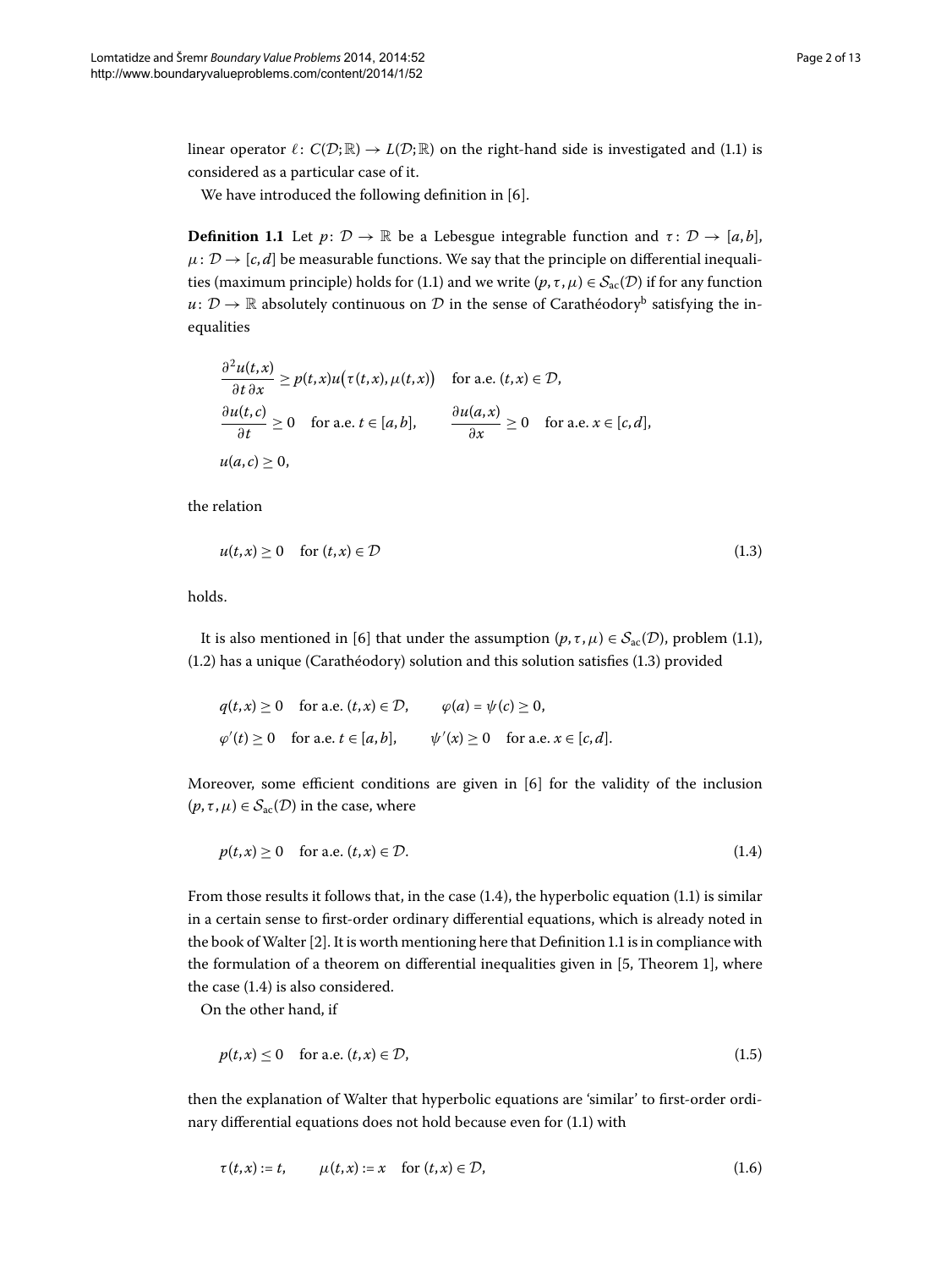linear operator $\ell \colon C(\mathcal{D};\mathbb{R}) \to L(\mathcal{D};\mathbb{R})$ on the right-hand side is investigated and (1.1) is considered as a particular case of it.

We have introduced the following definition in [6].

**Definition 1.1** Let $p\colon \mathcal{D} \to \mathbb{R}$ be a Lebesgue integrable function and $\tau\colon \mathcal{D} \to [a,b]$, $\mu\colon \mathcal{D} \to [c,d]$ be measurable functions. We say that the principle on differential inequalities (maximum principle) holds for (1.1) and we write $(p,\tau,\mu) \in \mathcal{S}_{\mathrm{ac}}(\mathcal{D})$ if for any function $u\colon \mathcal{D} \to \mathbb{R}$ absolutely continuous on $\mathcal{D}$ in the sense of Carathéodory[b] satisfying the inequalities

$$
\begin{aligned}
&\frac{\partial^2 u(t,x)}{\partial t\,\partial x} \ge p(t,x)u\bigl(\tau(t,x),\mu(t,x)\bigr) \quad \text{for a.e. } (t,x) \in \mathcal{D},\\
&\frac{\partial u(t,c)}{\partial t} \ge 0 \quad \text{for a.e. } t \in [a,b], \qquad \frac{\partial u(a,x)}{\partial x} \ge 0 \quad \text{for a.e. } x \in [c,d],\\
&u(a,c) \ge 0,
\end{aligned}
$$

the relation

$$
u(t,x) \ge 0 \quad \text{for } (t,x) \in \mathcal{D} \tag{1.3}
$$

holds.

It is also mentioned in [6] that under the assumption $(p,\tau,\mu) \in \mathcal{S}_{\mathrm{ac}}(\mathcal{D})$, problem (1.1), (1.2) has a unique (Carathéodory) solution and this solution satisfies (1.3) provided

$$
\begin{aligned}
&q(t,x) \ge 0 \quad \text{for a.e. } (t,x) \in \mathcal{D}, \qquad \varphi(a) = \psi(c) \ge 0,\\
&\varphi'(t) \ge 0 \quad \text{for a.e. } t \in [a,b], \qquad \psi'(x) \ge 0 \quad \text{for a.e. } x \in [c,d].
\end{aligned}
$$

Moreover, some efficient conditions are given in [6] for the validity of the inclusion $(p,\tau,\mu) \in \mathcal{S}_{\mathrm{ac}}(\mathcal{D})$ in the case, where

$$
p(t,x) \ge 0 \quad \text{for a.e. } (t,x) \in \mathcal{D}. \tag{1.4}
$$

From those results it follows that, in the case (1.4), the hyperbolic equation (1.1) is similar in a certain sense to first-order ordinary differential equations, which is already noted in the book of Walter [2]. It is worth mentioning here that Definition 1.1 is in compliance with the formulation of a theorem on differential inequalities given in [5, Theorem 1], where the case (1.4) is also considered.

On the other hand, if

$$
p(t,x) \le 0 \quad \text{for a.e. } (t,x) \in \mathcal{D}, \tag{1.5}
$$

then the explanation of Walter that hyperbolic equations are 'similar' to first-order ordinary differential equations does not hold because even for (1.1) with

$$
\tau(t,x) := t, \qquad \mu(t,x) := x \quad \text{for } (t,x) \in \mathcal{D}, \tag{1.6}
$$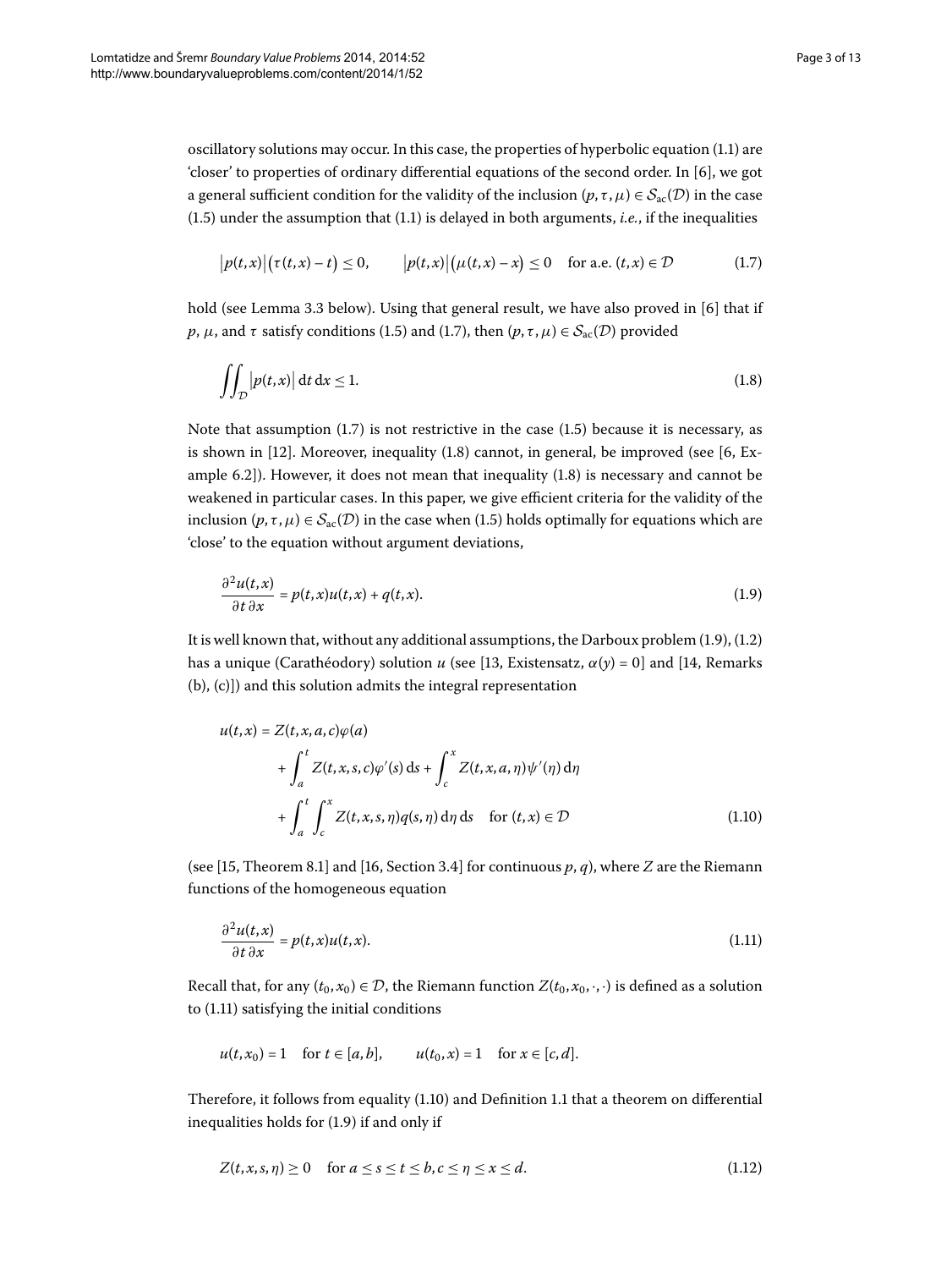oscillatory solutions may occur. In this case, the properties of hyperbolic equation (1.1) are 'closer' to properties of ordinary differential equations of the second order. In [6], we got a general sufficient condition for the validity of the inclusion $(p,\tau,\mu) \in \mathcal{S}_{\mathrm{ac}}(\mathcal{D})$ in the case (1.5) under the assumption that (1.1) is delayed in both arguments, *i.e.*, if the inequalities

$$\big|p(t,x)\big|\big(\tau(t,x)-t\big) \le 0, \qquad \big|p(t,x)\big|\big(\mu(t,x)-x\big) \le 0 \quad \text{for a.e. } (t,x) \in \mathcal{D} \tag{1.7}$$

hold (see Lemma 3.3 below). Using that general result, we have also proved in [6] that if $p$, $\mu$, and $\tau$ satisfy conditions (1.5) and (1.7), then $(p,\tau,\mu) \in \mathcal{S}_{\mathrm{ac}}(\mathcal{D})$ provided

$$\iint_{\mathcal{D}} \big|p(t,x)\big| \,\mathrm{d}t\,\mathrm{d}x \le 1. \tag{1.8}$$

Note that assumption (1.7) is not restrictive in the case (1.5) because it is necessary, as is shown in [12]. Moreover, inequality (1.8) cannot, in general, be improved (see [6, Example 6.2]). However, it does not mean that inequality (1.8) is necessary and cannot be weakened in particular cases. In this paper, we give efficient criteria for the validity of the inclusion $(p,\tau,\mu) \in \mathcal{S}_{\mathrm{ac}}(\mathcal{D})$ in the case when (1.5) holds optimally for equations which are 'close' to the equation without argument deviations,

$$\frac{\partial^2 u(t,x)}{\partial t\,\partial x} = p(t,x)u(t,x) + q(t,x). \tag{1.9}$$

It is well known that, without any additional assumptions, the Darboux problem (1.9), (1.2) has a unique (Carathéodory) solution $u$ (see [13, Existensatz, $\alpha(y) = 0$] and [14, Remarks (b), (c)]) and this solution admits the integral representation

$$\begin{aligned} u(t,x) = {} & Z(t,x,a,c)\varphi(a) \\ & + \int_a^t Z(t,x,s,c)\varphi'(s)\,\mathrm{d}s + \int_c^x Z(t,x,a,\eta)\psi'(\eta)\,\mathrm{d}\eta \\ & + \int_a^t \int_c^x Z(t,x,s,\eta)q(s,\eta)\,\mathrm{d}\eta\,\mathrm{d}s \quad \text{for } (t,x) \in \mathcal{D} \end{aligned} \tag{1.10}$$

(see [15, Theorem 8.1] and [16, Section 3.4] for continuous $p$, $q$), where $Z$ are the Riemann functions of the homogeneous equation

$$\frac{\partial^2 u(t,x)}{\partial t\,\partial x} = p(t,x)u(t,x). \tag{1.11}$$

Recall that, for any $(t_0,x_0) \in \mathcal{D}$, the Riemann function $Z(t_0,x_0,\cdot,\cdot)$ is defined as a solution to (1.11) satisfying the initial conditions

$$u(t,x_0) = 1 \quad \text{for } t \in [a,b], \qquad u(t_0,x) = 1 \quad \text{for } x \in [c,d].$$

Therefore, it follows from equality (1.10) and Definition 1.1 that a theorem on differential inequalities holds for (1.9) if and only if

$$Z(t,x,s,\eta) \ge 0 \quad \text{for } a \le s \le t \le b, c \le \eta \le x \le d. \tag{1.12}$$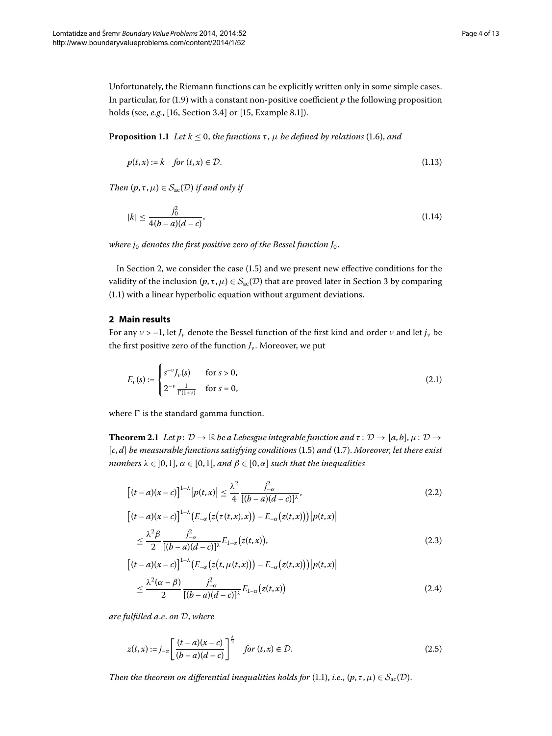Unfortunately, the Riemann functions can be explicitly written only in some simple cases. In particular, for (1.9) with a constant non-positive coefficient $p$ the following proposition holds (see, *e.g.*, [16, Section 3.4] or [15, Example 8.1]).

**Proposition 1.1** *Let $k \leq 0$, the functions $\tau$, $\mu$ be defined by relations* (1.6), *and*

$$p(t,x) := k \quad \text{for } (t,x) \in \mathcal{D}. \tag{1.13}$$

*Then $(p,\tau,\mu) \in \mathcal{S}_{\mathrm{ac}}(\mathcal{D})$ if and only if*

$$|k| \leq \frac{j_0^2}{4(b-a)(d-c)}, \tag{1.14}$$

*where $j_0$ denotes the first positive zero of the Bessel function $J_0$.*

In Section 2, we consider the case (1.5) and we present new effective conditions for the validity of the inclusion $(p,\tau,\mu) \in \mathcal{S}_{\mathrm{ac}}(\mathcal{D})$ that are proved later in Section 3 by comparing (1.1) with a linear hyperbolic equation without argument deviations.

## 2 Main results

For any $\nu > -1$, let $J_\nu$ denote the Bessel function of the first kind and order $\nu$ and let $j_\nu$ be the first positive zero of the function $J_\nu$. Moreover, we put

$$E_\nu(s) := \begin{cases} s^{-\nu} J_\nu(s) & \text{for } s > 0, \\ 2^{-\nu} \frac{1}{\Gamma(1+\nu)} & \text{for } s = 0, \end{cases} \tag{2.1}$$

where $\Gamma$ is the standard gamma function.

**Theorem 2.1** *Let $p\colon \mathcal{D} \to \mathbb{R}$ be a Lebesgue integrable function and $\tau\colon \mathcal{D} \to [a,b]$, $\mu\colon \mathcal{D} \to [c,d]$ be measurable functions satisfying conditions* (1.5) *and* (1.7). *Moreover, let there exist numbers $\lambda \in \,]0,1]$, $\alpha \in [0,1[$, and $\beta \in [0,\alpha]$ such that the inequalities*

$$\big[(t-a)(x-c)\big]^{1-\lambda} \big|p(t,x)\big| \leq \frac{\lambda^2}{4} \frac{j_{-\alpha}^2}{[(b-a)(d-c)]^\lambda}, \tag{2.2}$$

$$\begin{aligned} &\big[(t-a)(x-c)\big]^{1-\lambda} \big(E_{-\alpha}\big(z\big(\tau(t,x),x\big)\big) - E_{-\alpha}\big(z(t,x)\big)\big) \big|p(t,x)\big| \\ &\quad \leq \frac{\lambda^2 \beta}{2} \frac{j_{-\alpha}^2}{[(b-a)(d-c)]^\lambda} E_{1-\alpha}\big(z(t,x)\big), \end{aligned} \tag{2.3}$$

$$\begin{aligned} &\big[(t-a)(x-c)\big]^{1-\lambda} \big(E_{-\alpha}\big(z\big(t,\mu(t,x)\big)\big) - E_{-\alpha}\big(z(t,x)\big)\big) \big|p(t,x)\big| \\ &\quad \leq \frac{\lambda^2 (\alpha-\beta)}{2} \frac{j_{-\alpha}^2}{[(b-a)(d-c)]^\lambda} E_{1-\alpha}\big(z(t,x)\big) \end{aligned} \tag{2.4}$$

*are fulfilled a.e. on $\mathcal{D}$, where*

$$z(t,x) := j_{-\alpha} \left[ \frac{(t-a)(x-c)}{(b-a)(d-c)} \right]^{\frac{\lambda}{2}} \quad \text{for } (t,x) \in \mathcal{D}. \tag{2.5}$$

*Then the theorem on differential inequalities holds for* (1.1), *i.e.*, $(p,\tau,\mu) \in \mathcal{S}_{\mathrm{ac}}(\mathcal{D})$.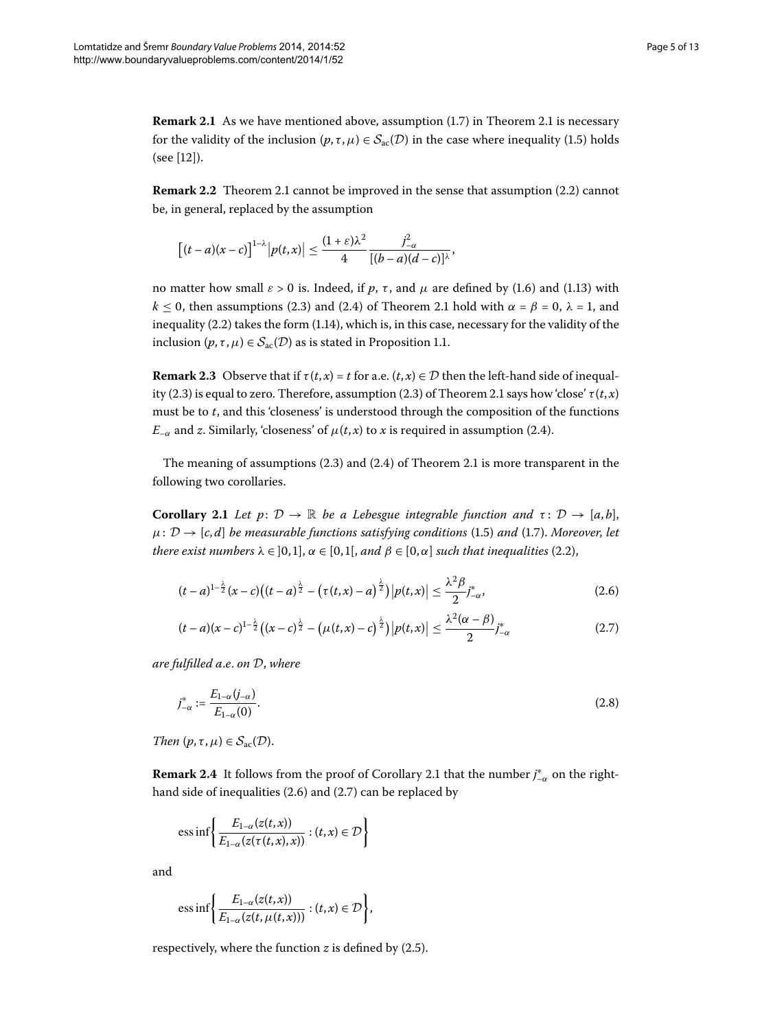**Remark 2.1** As we have mentioned above, assumption (1.7) in Theorem 2.1 is necessary for the validity of the inclusion $(p, \tau, \mu) \in \mathcal{S}_{ac}(\mathcal{D})$ in the case where inequality (1.5) holds (see [12]).

**Remark 2.2** Theorem 2.1 cannot be improved in the sense that assumption (2.2) cannot be, in general, replaced by the assumption

$$\big[(t-a)(x-c)\big]^{1-\lambda}\big|p(t,x)\big| \le \frac{(1+\varepsilon)\lambda^2}{4}\frac{j_{-\alpha}^2}{[(b-a)(d-c)]^{\lambda}},$$

no matter how small $\varepsilon > 0$ is. Indeed, if $p$, $\tau$, and $\mu$ are defined by (1.6) and (1.13) with $k \le 0$, then assumptions (2.3) and (2.4) of Theorem 2.1 hold with $\alpha = \beta = 0$, $\lambda = 1$, and inequality (2.2) takes the form (1.14), which is, in this case, necessary for the validity of the inclusion $(p, \tau, \mu) \in \mathcal{S}_{ac}(\mathcal{D})$ as is stated in Proposition 1.1.

**Remark 2.3** Observe that if $\tau(t,x) = t$ for a.e. $(t,x) \in \mathcal{D}$ then the left-hand side of inequality (2.3) is equal to zero. Therefore, assumption (2.3) of Theorem 2.1 says how 'close' $\tau(t,x)$ must be to $t$, and this 'closeness' is understood through the composition of the functions $E_{-\alpha}$ and $z$. Similarly, 'closeness' of $\mu(t,x)$ to $x$ is required in assumption (2.4).

The meaning of assumptions (2.3) and (2.4) of Theorem 2.1 is more transparent in the following two corollaries.

**Corollary 2.1** *Let $p\colon \mathcal{D} \to \mathbb{R}$ be a Lebesgue integrable function and $\tau\colon \mathcal{D} \to [a,b]$, $\mu\colon \mathcal{D} \to [c,d]$ be measurable functions satisfying conditions* (1.5) *and* (1.7). *Moreover, let there exist numbers $\lambda \in\, ]0,1]$, $\alpha \in [0,1[$, and $\beta \in [0,\alpha]$ such that inequalities* (2.2),

$$(t-a)^{1-\frac{\lambda}{2}}(x-c)\big((t-a)^{\frac{\lambda}{2}} - \big(\tau(t,x)-a\big)^{\frac{\lambda}{2}}\big)\big|p(t,x)\big| \le \frac{\lambda^2\beta}{2}j_{-\alpha}^*, \tag{2.6}$$

$$(t-a)(x-c)^{1-\frac{\lambda}{2}}\big((x-c)^{\frac{\lambda}{2}} - \big(\mu(t,x)-c\big)^{\frac{\lambda}{2}}\big)\big|p(t,x)\big| \le \frac{\lambda^2(\alpha-\beta)}{2}j_{-\alpha}^* \tag{2.7}$$

*are fulfilled a.e. on $\mathcal{D}$, where*

$$j_{-\alpha}^* := \frac{E_{1-\alpha}(j_{-\alpha})}{E_{1-\alpha}(0)}. \tag{2.8}$$

*Then $(p, \tau, \mu) \in \mathcal{S}_{ac}(\mathcal{D})$.*

**Remark 2.4** It follows from the proof of Corollary 2.1 that the number $j_{-\alpha}^*$ on the right-hand side of inequalities (2.6) and (2.7) can be replaced by

$$\operatorname{ess\,inf}\left\{\frac{E_{1-\alpha}(z(t,x))}{E_{1-\alpha}(z(\tau(t,x),x))} : (t,x) \in \mathcal{D}\right\}$$

and

$$\operatorname{ess\,inf}\left\{\frac{E_{1-\alpha}(z(t,x))}{E_{1-\alpha}(z(t,\mu(t,x)))} : (t,x) \in \mathcal{D}\right\},$$

respectively, where the function $z$ is defined by (2.5).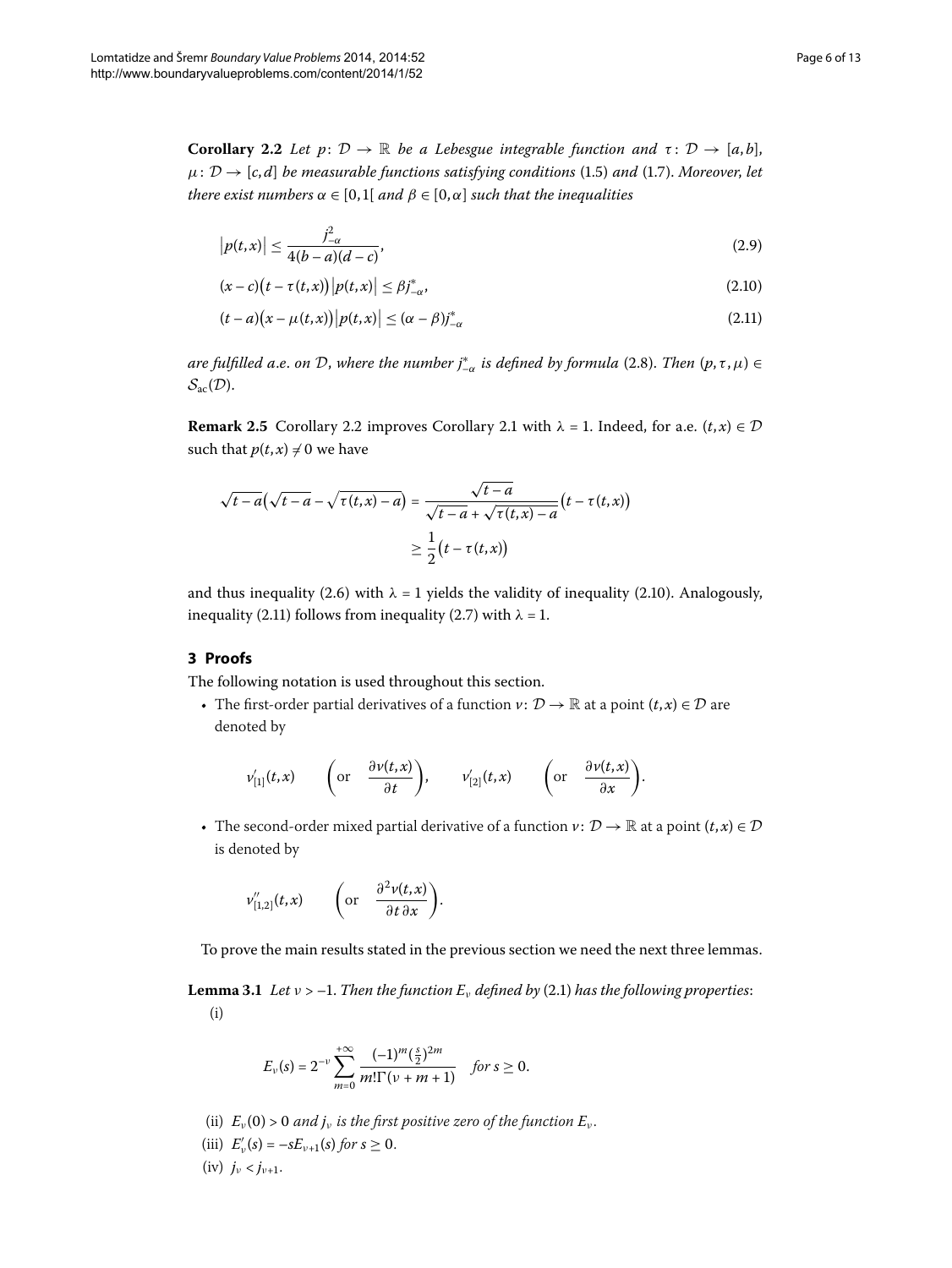**Corollary 2.2** *Let $p\colon \mathcal{D} \to \mathbb{R}$ be a Lebesgue integrable function and $\tau\colon \mathcal{D} \to [a,b]$, $\mu\colon \mathcal{D} \to [c,d]$ be measurable functions satisfying conditions* (1.5) *and* (1.7). *Moreover, let there exist numbers $\alpha \in [0,1[$ and $\beta \in [0,\alpha]$ such that the inequalities*

$$\left|p(t,x)\right| \leq \frac{j_{-\alpha}^2}{4(b-a)(d-c)}, \tag{2.9}$$

$$(x-c)\bigl(t-\tau(t,x)\bigr)\left|p(t,x)\right| \leq \beta j_{-\alpha}^*, \tag{2.10}$$

$$(t-a)\bigl(x-\mu(t,x)\bigr)\left|p(t,x)\right| \leq (\alpha-\beta) j_{-\alpha}^* \tag{2.11}$$

*are fulfilled a.e. on $\mathcal{D}$, where the number $j_{-\alpha}^*$ is defined by formula* (2.8). *Then $(p,\tau,\mu) \in \mathcal{S}_{\mathrm{ac}}(\mathcal{D})$.*

**Remark 2.5** Corollary 2.2 improves Corollary 2.1 with $\lambda = 1$. Indeed, for a.e. $(t,x) \in \mathcal{D}$ such that $p(t,x) \neq 0$ we have

$$\begin{aligned}\sqrt{t-a}\bigl(\sqrt{t-a} - \sqrt{\tau(t,x)-a}\bigr) &= \frac{\sqrt{t-a}}{\sqrt{t-a} + \sqrt{\tau(t,x)-a}}\bigl(t-\tau(t,x)\bigr) \\ &\geq \frac{1}{2}\bigl(t-\tau(t,x)\bigr)\end{aligned}$$

and thus inequality (2.6) with $\lambda = 1$ yields the validity of inequality (2.10). Analogously, inequality (2.11) follows from inequality (2.7) with $\lambda = 1$.

## 3 Proofs

The following notation is used throughout this section.

- The first-order partial derivatives of a function $v\colon \mathcal{D} \to \mathbb{R}$ at a point $(t,x) \in \mathcal{D}$ are denoted by

$$v'_{[1]}(t,x) \qquad \left(\text{or} \quad \frac{\partial v(t,x)}{\partial t}\right), \qquad v'_{[2]}(t,x) \qquad \left(\text{or} \quad \frac{\partial v(t,x)}{\partial x}\right).$$

- The second-order mixed partial derivative of a function $v\colon \mathcal{D} \to \mathbb{R}$ at a point $(t,x) \in \mathcal{D}$ is denoted by

$$v''_{[1,2]}(t,x) \qquad \left(\text{or} \quad \frac{\partial^2 v(t,x)}{\partial t\,\partial x}\right).$$

To prove the main results stated in the previous section we need the next three lemmas.

**Lemma 3.1** *Let $\nu > -1$. Then the function $E_\nu$ defined by* (2.1) *has the following properties*:

(i)

$$E_\nu(s) = 2^{-\nu}\sum_{m=0}^{+\infty}\frac{(-1)^m(\frac{s}{2})^{2m}}{m!\,\Gamma(\nu+m+1)} \quad \text{for } s \geq 0.$$

(ii) *$E_\nu(0) > 0$ and $j_\nu$ is the first positive zero of the function $E_\nu$.*

(iii) *$E'_\nu(s) = -sE_{\nu+1}(s)$ for $s \geq 0$.*

(iv) *$j_\nu < j_{\nu+1}$.*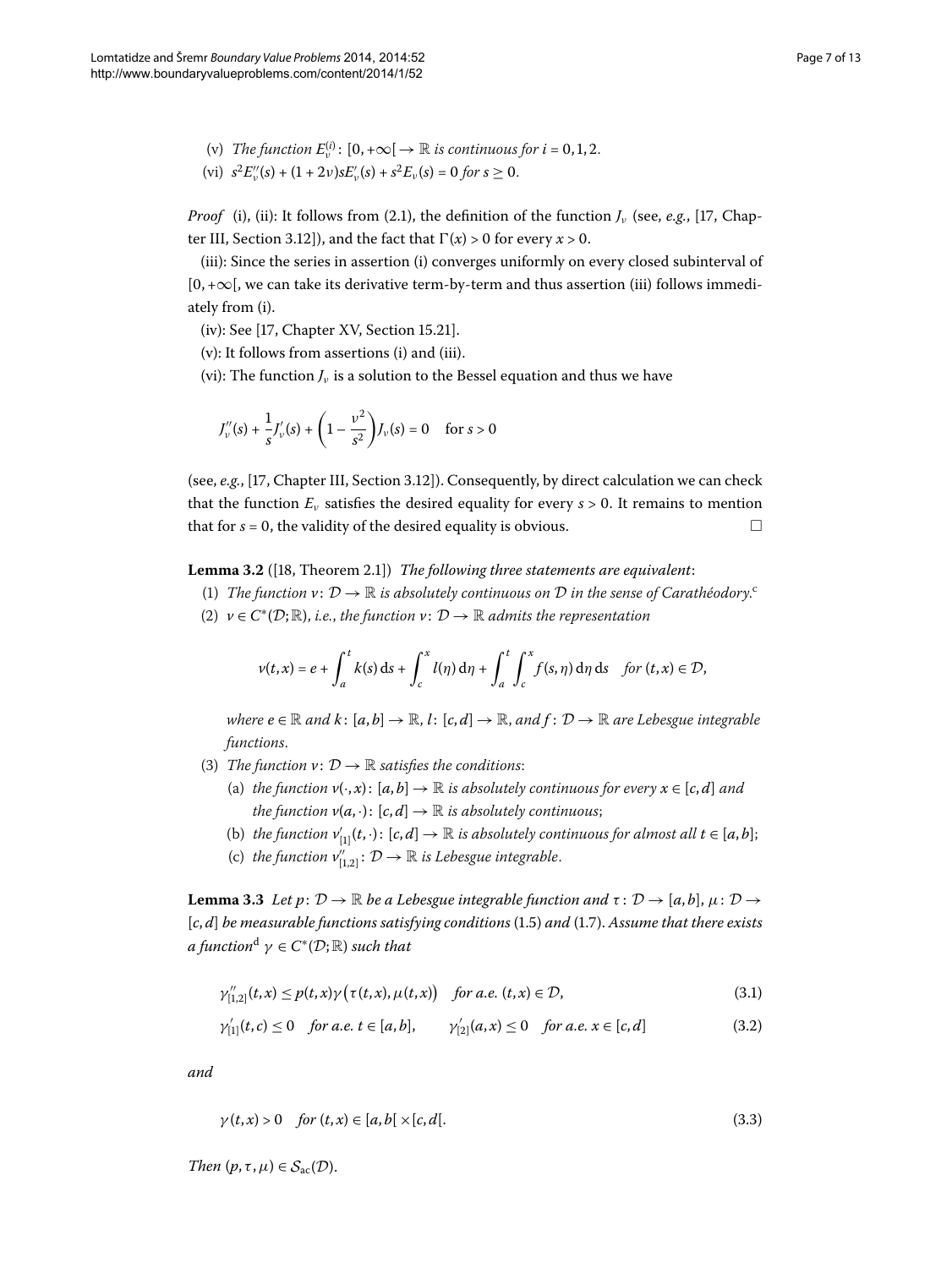(v) *The function* $E_\nu^{(i)}\colon [0,+\infty[ \to \mathbb{R}$ *is continuous for* $i = 0, 1, 2$.

(vi) $s^2 E_\nu''(s) + (1 + 2\nu) s E_\nu'(s) + s^2 E_\nu(s) = 0$ *for* $s \geq 0$.

*Proof* (i), (ii): It follows from (2.1), the definition of the function $J_\nu$ (see, *e.g.*, [17, Chapter III, Section 3.12]), and the fact that $\Gamma(x) > 0$ for every $x > 0$.

(iii): Since the series in assertion (i) converges uniformly on every closed subinterval of $[0,+\infty[$, we can take its derivative term-by-term and thus assertion (iii) follows immediately from (i).

(iv): See [17, Chapter XV, Section 15.21].

(v): It follows from assertions (i) and (iii).

(vi): The function $J_\nu$ is a solution to the Bessel equation and thus we have

$$J_\nu''(s) + \frac{1}{s} J_\nu'(s) + \left(1 - \frac{\nu^2}{s^2}\right) J_\nu(s) = 0 \quad \text{for } s > 0$$

(see, *e.g.*, [17, Chapter III, Section 3.12]). Consequently, by direct calculation we can check that the function $E_\nu$ satisfies the desired equality for every $s > 0$. It remains to mention that for $s = 0$, the validity of the desired equality is obvious. □

**Lemma 3.2** ([18, Theorem 2.1]) *The following three statements are equivalent*:

(1) *The function* $v\colon \mathcal{D} \to \mathbb{R}$ *is absolutely continuous on* $\mathcal{D}$ *in the sense of Carathéodory.*[c]

(2) $v \in C^*(\mathcal{D};\mathbb{R})$, *i.e., the function* $v\colon \mathcal{D} \to \mathbb{R}$ *admits the representation*

$$v(t,x) = e + \int_a^t k(s)\,\mathrm{d}s + \int_c^x l(\eta)\,\mathrm{d}\eta + \int_a^t \int_c^x f(s,\eta)\,\mathrm{d}\eta\,\mathrm{d}s \quad \text{for } (t,x) \in \mathcal{D},$$

*where* $e \in \mathbb{R}$ *and* $k\colon [a,b] \to \mathbb{R}$, $l\colon [c,d] \to \mathbb{R}$, *and* $f\colon \mathcal{D} \to \mathbb{R}$ *are Lebesgue integrable functions*.

(3) *The function* $v\colon \mathcal{D} \to \mathbb{R}$ *satisfies the conditions*:

  (a) *the function* $v(\cdot,x)\colon [a,b] \to \mathbb{R}$ *is absolutely continuous for every* $x \in [c,d]$ *and the function* $v(a,\cdot)\colon [c,d] \to \mathbb{R}$ *is absolutely continuous*;

  (b) *the function* $v_{[1]}'(t,\cdot)\colon [c,d] \to \mathbb{R}$ *is absolutely continuous for almost all* $t \in [a,b]$;

  (c) *the function* $v_{[1,2]}''\colon \mathcal{D} \to \mathbb{R}$ *is Lebesgue integrable*.

**Lemma 3.3** *Let* $p\colon \mathcal{D} \to \mathbb{R}$ *be a Lebesgue integrable function and* $\tau\colon \mathcal{D} \to [a,b]$, $\mu\colon \mathcal{D} \to [c,d]$ *be measurable functions satisfying conditions* (1.5) *and* (1.7). *Assume that there exists a function*[d] $\gamma \in C^*(\mathcal{D};\mathbb{R})$ *such that*

$$\gamma_{[1,2]}''(t,x) \leq p(t,x)\gamma\big(\tau(t,x),\mu(t,x)\big) \quad \text{for a.e. } (t,x) \in \mathcal{D}, \tag{3.1}$$

$$\gamma_{[1]}'(t,c) \leq 0 \quad \text{for a.e. } t \in [a,b], \qquad \gamma_{[2]}'(a,x) \leq 0 \quad \text{for a.e. } x \in [c,d] \tag{3.2}$$

*and*

$$\gamma(t,x) > 0 \quad \text{for } (t,x) \in [a,b[ \times [c,d[. \tag{3.3}$$

*Then* $(p,\tau,\mu) \in \mathcal{S}_{\mathrm{ac}}(\mathcal{D})$.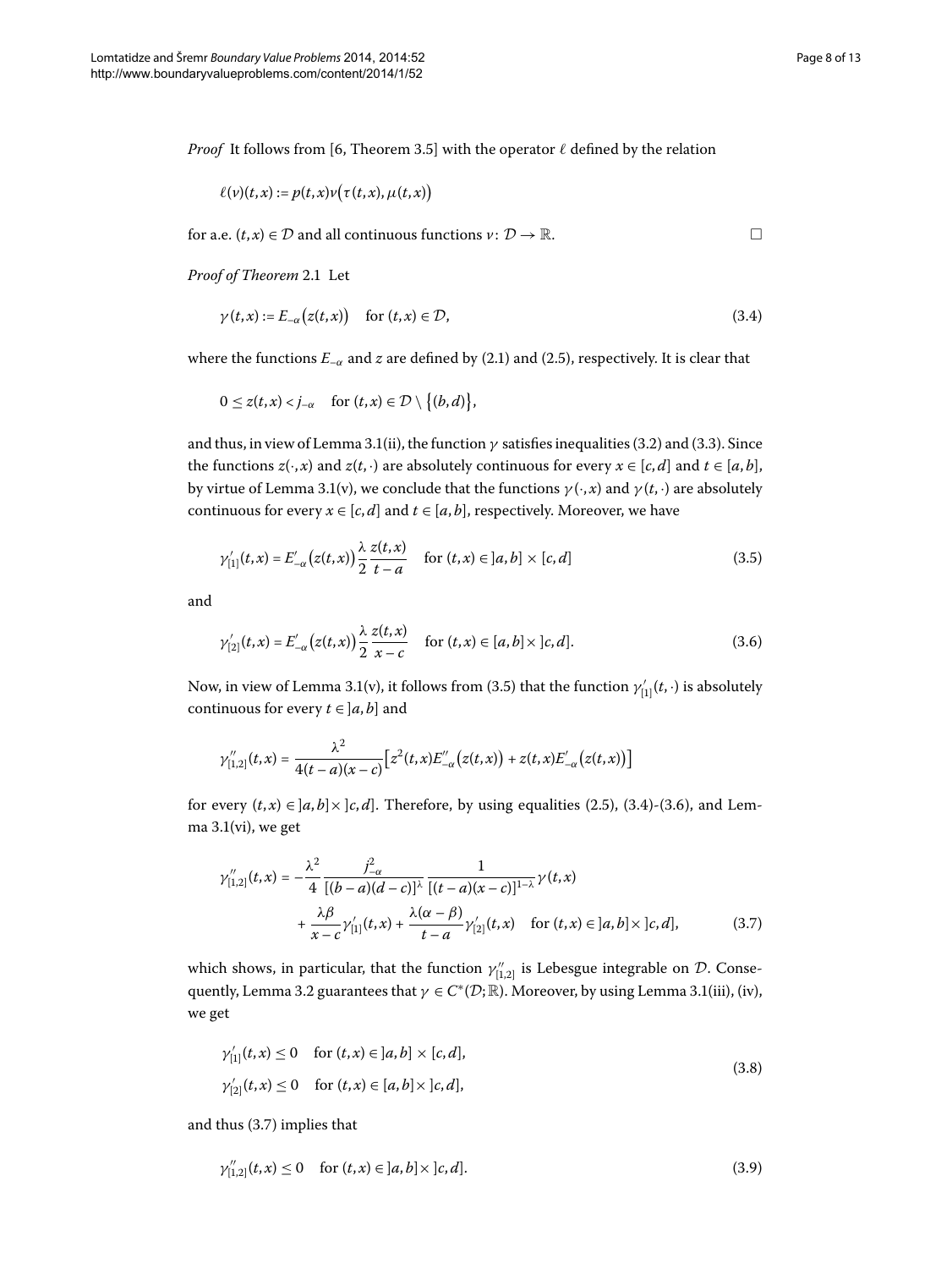*Proof* It follows from [6, Theorem 3.5] with the operator $\ell$ defined by the relation

$$\ell(v)(t,x) := p(t,x)v\big(\tau(t,x), \mu(t,x)\big)$$

for a.e. $(t,x) \in \mathcal{D}$ and all continuous functions $v\colon \mathcal{D} \to \mathbb{R}$. □

*Proof of Theorem* 2.1 Let

$$\gamma(t,x) := E_{-\alpha}\big(z(t,x)\big) \quad \text{for } (t,x) \in \mathcal{D}, \tag{3.4}$$

where the functions $E_{-\alpha}$ and $z$ are defined by (2.1) and (2.5), respectively. It is clear that

$$0 \le z(t,x) < j_{-\alpha} \quad \text{for } (t,x) \in \mathcal{D} \setminus \big\{(b,d)\big\},$$

and thus, in view of Lemma 3.1(ii), the function $\gamma$ satisfies inequalities (3.2) and (3.3). Since the functions $z(\cdot,x)$ and $z(t,\cdot)$ are absolutely continuous for every $x \in [c,d]$ and $t \in [a,b]$, by virtue of Lemma 3.1(v), we conclude that the functions $\gamma(\cdot,x)$ and $\gamma(t,\cdot)$ are absolutely continuous for every $x \in [c,d]$ and $t \in [a,b]$, respectively. Moreover, we have

$$\gamma'_{[1]}(t,x) = E'_{-\alpha}\big(z(t,x)\big)\frac{\lambda}{2}\frac{z(t,x)}{t-a} \quad \text{for } (t,x) \in ]a,b] \times [c,d] \tag{3.5}$$

and

$$\gamma'_{[2]}(t,x) = E'_{-\alpha}\big(z(t,x)\big)\frac{\lambda}{2}\frac{z(t,x)}{x-c} \quad \text{for } (t,x) \in [a,b] \times ]c,d]. \tag{3.6}$$

Now, in view of Lemma 3.1(v), it follows from (3.5) that the function $\gamma'_{[1]}(t,\cdot)$ is absolutely continuous for every $t \in ]a,b]$ and

$$\gamma''_{[1,2]}(t,x) = \frac{\lambda^2}{4(t-a)(x-c)}\Big[z^2(t,x)E''_{-\alpha}\big(z(t,x)\big) + z(t,x)E'_{-\alpha}\big(z(t,x)\big)\Big]$$

for every $(t,x) \in ]a,b] \times ]c,d]$. Therefore, by using equalities (2.5), (3.4)-(3.6), and Lemma 3.1(vi), we get

$$\begin{aligned}\gamma''_{[1,2]}(t,x) = {} & -\frac{\lambda^2}{4}\frac{j^2_{-\alpha}}{[(b-a)(d-c)]^{\lambda}}\frac{1}{[(t-a)(x-c)]^{1-\lambda}}\gamma(t,x) \\ & + \frac{\lambda\beta}{x-c}\gamma'_{[1]}(t,x) + \frac{\lambda(\alpha-\beta)}{t-a}\gamma'_{[2]}(t,x) \quad \text{for } (t,x) \in ]a,b] \times ]c,d],\end{aligned} \tag{3.7}$$

which shows, in particular, that the function $\gamma''_{[1,2]}$ is Lebesgue integrable on $\mathcal{D}$. Consequently, Lemma 3.2 guarantees that $\gamma \in C^*(\mathcal{D};\mathbb{R})$. Moreover, by using Lemma 3.1(iii), (iv), we get

$$\begin{aligned}&\gamma'_{[1]}(t,x) \le 0 \quad \text{for } (t,x) \in ]a,b] \times [c,d], \\ &\gamma'_{[2]}(t,x) \le 0 \quad \text{for } (t,x) \in [a,b] \times ]c,d],\end{aligned} \tag{3.8}$$

and thus (3.7) implies that

$$\gamma''_{[1,2]}(t,x) \le 0 \quad \text{for } (\tau,x) \in ]a,b] \times ]c,d]. \tag{3.9}$$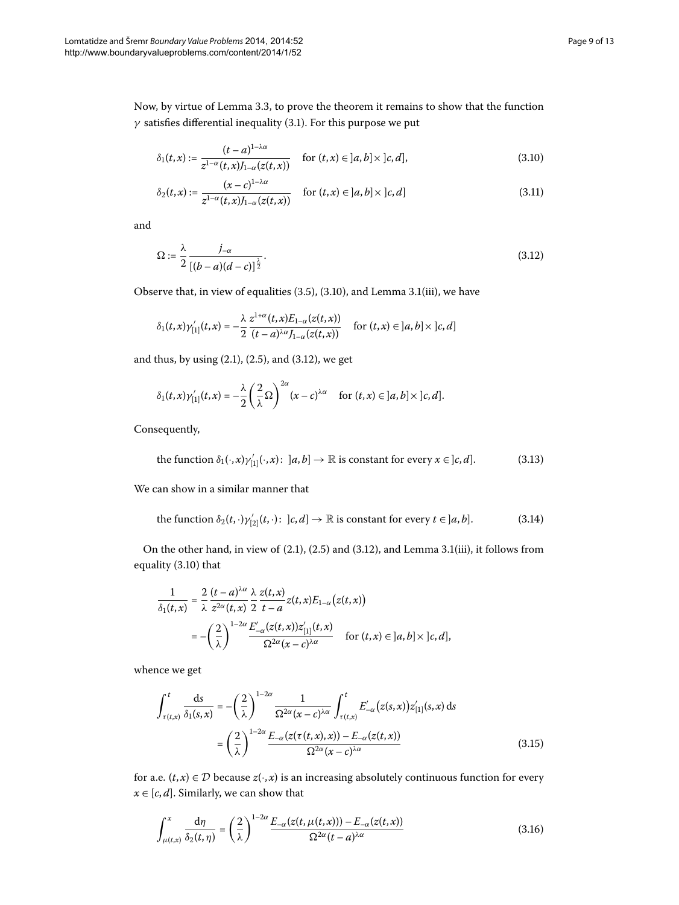Now, by virtue of Lemma 3.3, to prove the theorem it remains to show that the function $\gamma$ satisfies differential inequality (3.1). For this purpose we put

$$\delta_1(t,x) := \frac{(t-a)^{1-\lambda\alpha}}{z^{1-\alpha}(t,x)J_{1-\alpha}(z(t,x))} \quad \text{for } (t,x) \in ]a,b] \times ]c,d], \tag{3.10}$$

$$\delta_2(t,x) := \frac{(x-c)^{1-\lambda\alpha}}{z^{1-\alpha}(t,x)J_{1-\alpha}(z(t,x))} \quad \text{for } (t,x) \in ]a,b] \times ]c,d] \tag{3.11}$$

and

$$\Omega := \frac{\lambda}{2} \frac{j_{-\alpha}}{[(b-a)(d-c)]^{\frac{\lambda}{2}}}. \tag{3.12}$$

Observe that, in view of equalities (3.5), (3.10), and Lemma 3.1(iii), we have

$$\delta_1(t,x)\gamma'_{[1]}(t,x) = -\frac{\lambda}{2} \frac{z^{1+\alpha}(t,x)E_{1-\alpha}(z(t,x))}{(t-a)^{\lambda\alpha}J_{1-\alpha}(z(t,x))} \quad \text{for } (t,x) \in ]a,b] \times ]c,d]$$

and thus, by using (2.1), (2.5), and (3.12), we get

$$\delta_1(t,x)\gamma'_{[1]}(t,x) = -\frac{\lambda}{2}\left(\frac{2}{\lambda}\Omega\right)^{2\alpha}(x-c)^{\lambda\alpha} \quad \text{for } (t,x) \in ]a,b] \times ]c,d].$$

Consequently,

$$\text{the function } \delta_1(\cdot,x)\gamma'_{[1]}(\cdot,x)\colon\ ]a,b] \to \mathbb{R} \text{ is constant for every } x \in ]c,d]. \tag{3.13}$$

We can show in a similar manner that

$$\text{the function } \delta_2(t,\cdot)\gamma'_{[2]}(t,\cdot)\colon\ ]c,d] \to \mathbb{R} \text{ is constant for every } t \in ]a,b]. \tag{3.14}$$

On the other hand, in view of (2.1), (2.5) and (3.12), and Lemma 3.1(iii), it follows from equality (3.10) that

$$\begin{aligned}
\frac{1}{\delta_1(t,x)} &= \frac{2}{\lambda}\frac{(t-a)^{\lambda\alpha}}{z^{2\alpha}(t,x)} \frac{\lambda}{2}\frac{z(t,x)}{t-a} z(t,x)E_{1-\alpha}\bigl(z(t,x)\bigr) \\
&= -\left(\frac{2}{\lambda}\right)^{1-2\alpha} \frac{E'_{-\alpha}(z(t,x))z'_{[1]}(t,x)}{\Omega^{2\alpha}(x-c)^{\lambda\alpha}} \quad \text{for } (t,x) \in ]a,b] \times ]c,d],
\end{aligned}$$

whence we get

$$\begin{aligned}
\int_{\tau(t,x)}^{t} \frac{\mathrm{d}s}{\delta_1(s,x)} &= -\left(\frac{2}{\lambda}\right)^{1-2\alpha} \frac{1}{\Omega^{2\alpha}(x-c)^{\lambda\alpha}} \int_{\tau(t,x)}^{t} E'_{-\alpha}\bigl(z(s,x)\bigr)z'_{[1]}(s,x)\,\mathrm{d}s \\
&= \left(\frac{2}{\lambda}\right)^{1-2\alpha} \frac{E_{-\alpha}(z(\tau(t,x),x)) - E_{-\alpha}(z(t,x))}{\Omega^{2\alpha}(x-c)^{\lambda\alpha}}
\end{aligned} \tag{3.15}$$

for a.e. $(t,x) \in \mathcal{D}$ because $z(\cdot,x)$ is an increasing absolutely continuous function for every $x \in [c,d]$. Similarly, we can show that

$$\int_{\mu(t,x)}^{x} \frac{\mathrm{d}\eta}{\delta_2(t,\eta)} = \left(\frac{2}{\lambda}\right)^{1-2\alpha} \frac{E_{-\alpha}(z(t,\mu(t,x))) - E_{-\alpha}(z(t,x))}{\Omega^{2\alpha}(t-a)^{\lambda\alpha}} \tag{3.16}$$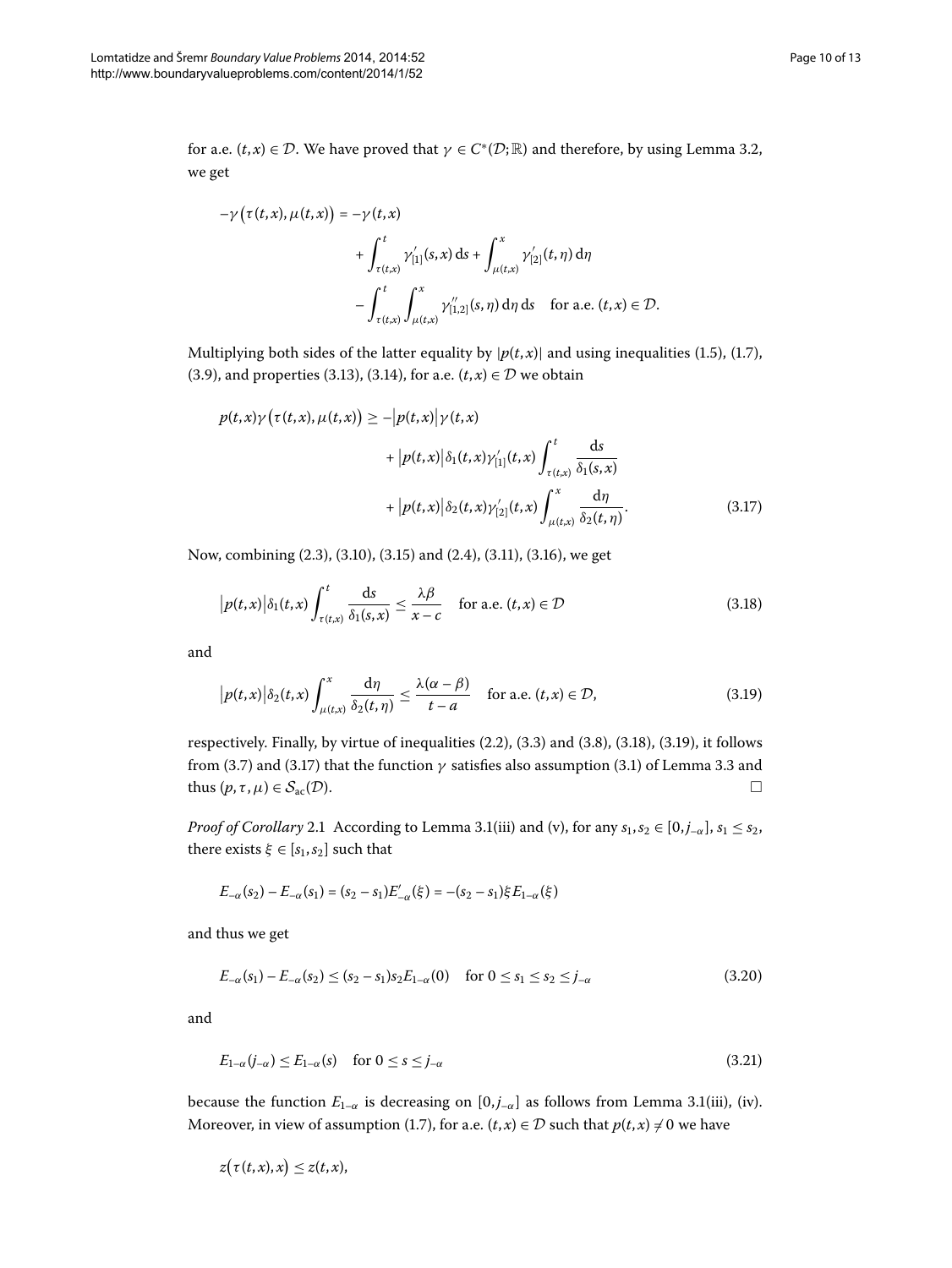for a.e. $(t,x) \in \mathcal{D}$. We have proved that $\gamma \in C^*(\mathcal{D};\mathbb{R})$ and therefore, by using Lemma 3.2, we get

$$-\gamma\big(\tau(t,x),\mu(t,x)\big) = -\gamma(t,x) + \int_{\tau(t,x)}^{t} \gamma'_{[1]}(s,x)\,\mathrm{d}s + \int_{\mu(t,x)}^{x} \gamma'_{[2]}(t,\eta)\,\mathrm{d}\eta - \int_{\tau(t,x)}^{t}\int_{\mu(t,x)}^{x} \gamma''_{[1,2]}(s,\eta)\,\mathrm{d}\eta\,\mathrm{d}s \quad \text{for a.e. } (t,x) \in \mathcal{D}.$$

Multiplying both sides of the latter equality by $|p(t,x)|$ and using inequalities (1.5), (1.7), (3.9), and properties (3.13), (3.14), for a.e. $(t,x) \in \mathcal{D}$ we obtain

$$p(t,x)\gamma\big(\tau(t,x),\mu(t,x)\big) \geq -\big|p(t,x)\big|\gamma(t,x) + \big|p(t,x)\big|\delta_1(t,x)\gamma'_{[1]}(t,x)\int_{\tau(t,x)}^{t} \frac{\mathrm{d}s}{\delta_1(s,x)} + \big|p(t,x)\big|\delta_2(t,x)\gamma'_{[2]}(t,x)\int_{\mu(t,x)}^{x} \frac{\mathrm{d}\eta}{\delta_2(t,\eta)}. \tag{3.17}$$

Now, combining (2.3), (3.10), (3.15) and (2.4), (3.11), (3.16), we get

$$\big|p(t,x)\big|\delta_1(t,x)\int_{\tau(t,x)}^{t} \frac{\mathrm{d}s}{\delta_1(s,x)} \leq \frac{\lambda\beta}{x-c} \quad \text{for a.e. } (t,x) \in \mathcal{D} \tag{3.18}$$

and

$$\big|p(t,x)\big|\delta_2(t,x)\int_{\mu(t,x)}^{x} \frac{\mathrm{d}\eta}{\delta_2(t,\eta)} \leq \frac{\lambda(\alpha-\beta)}{t-a} \quad \text{for a.e. } (t,x) \in \mathcal{D}, \tag{3.19}$$

respectively. Finally, by virtue of inequalities (2.2), (3.3) and (3.8), (3.18), (3.19), it follows from (3.7) and (3.17) that the function $\gamma$ satisfies also assumption (3.1) of Lemma 3.3 and thus $(p,\tau,\mu) \in \mathcal{S}_{\mathrm{ac}}(\mathcal{D})$. □

*Proof of Corollary* 2.1 According to Lemma 3.1(iii) and (v), for any $s_1, s_2 \in [0, j_{-\alpha}]$, $s_1 \leq s_2$, there exists $\xi \in [s_1, s_2]$ such that

$$E_{-\alpha}(s_2) - E_{-\alpha}(s_1) = (s_2 - s_1)E'_{-\alpha}(\xi) = -(s_2 - s_1)\xi E_{1-\alpha}(\xi)$$

and thus we get

$$E_{-\alpha}(s_1) - E_{-\alpha}(s_2) \leq (s_2 - s_1)s_2 E_{1-\alpha}(0) \quad \text{for } 0 \leq s_1 \leq s_2 \leq j_{-\alpha} \tag{3.20}$$

and

$$E_{1-\alpha}(j_{-\alpha}) \leq E_{1-\alpha}(s) \quad \text{for } 0 \leq s \leq j_{-\alpha} \tag{3.21}$$

because the function $E_{1-\alpha}$ is decreasing on $[0, j_{-\alpha}]$ as follows from Lemma 3.1(iii), (iv). Moreover, in view of assumption (1.7), for a.e. $(t,x) \in \mathcal{D}$ such that $p(t,x) \neq 0$ we have

$$z\big(\tau(t,x),x\big) \leq z(t,x),$$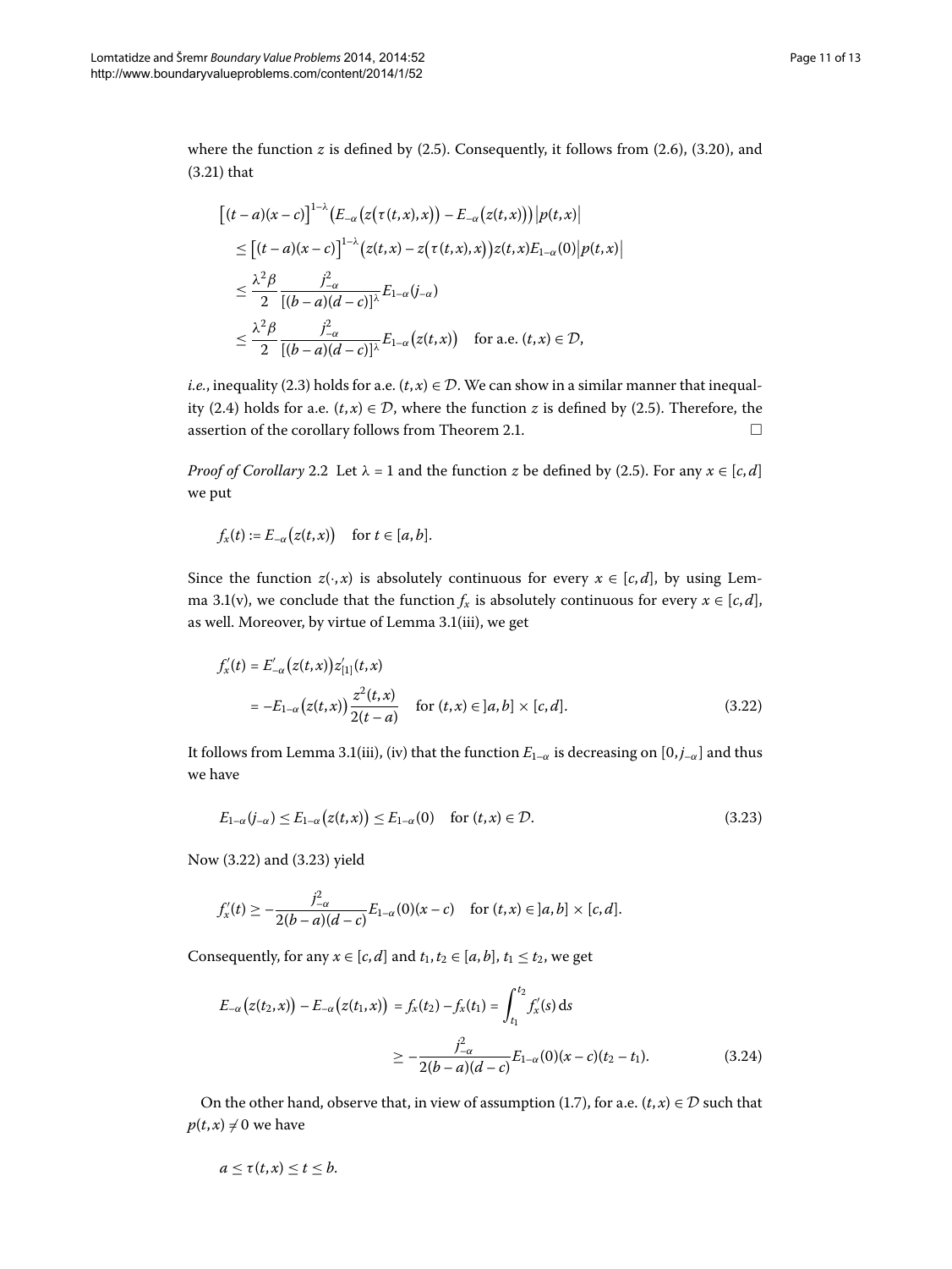where the function $z$ is defined by (2.5). Consequently, it follows from (2.6), (3.20), and (3.21) that

$$
\begin{aligned}
&\big[(t-a)(x-c)\big]^{1-\lambda}\big(E_{-\alpha}\big(z\big(\tau(t,x),x\big)\big)-E_{-\alpha}\big(z(t,x)\big)\big)\big|p(t,x)\big| \\
&\quad\le \big[(t-a)(x-c)\big]^{1-\lambda}\big(z(t,x)-z\big(\tau(t,x),x\big)\big)z(t,x)E_{1-\alpha}(0)\big|p(t,x)\big| \\
&\quad\le \frac{\lambda^2\beta}{2}\frac{j_{-\alpha}^2}{[(b-a)(d-c)]^\lambda}E_{1-\alpha}(j_{-\alpha}) \\
&\quad\le \frac{\lambda^2\beta}{2}\frac{j_{-\alpha}^2}{[(b-a)(d-c)]^\lambda}E_{1-\alpha}\big(z(t,x)\big) \quad \text{for a.e. } (t,x)\in\mathcal{D},
\end{aligned}
$$

*i.e.*, inequality (2.3) holds for a.e. $(t,x)\in\mathcal{D}$. We can show in a similar manner that inequality (2.4) holds for a.e. $(t,x)\in\mathcal{D}$, where the function $z$ is defined by (2.5). Therefore, the assertion of the corollary follows from Theorem 2.1. □

*Proof of Corollary* 2.2 Let $\lambda=1$ and the function $z$ be defined by (2.5). For any $x\in[c,d]$ we put

$$
f_x(t) := E_{-\alpha}\big(z(t,x)\big) \quad \text{for } t\in[a,b].
$$

Since the function $z(\cdot,x)$ is absolutely continuous for every $x\in[c,d]$, by using Lemma 3.1(v), we conclude that the function $f_x$ is absolutely continuous for every $x\in[c,d]$, as well. Moreover, by virtue of Lemma 3.1(iii), we get

$$
\begin{aligned}
f_x'(t) &= E_{-\alpha}'\big(z(t,x)\big)z_{[1]}'(t,x) \\
&= -E_{1-\alpha}\big(z(t,x)\big)\frac{z^2(t,x)}{2(t-a)} \quad \text{for } (t,x)\in\,]a,b]\times[c,d].
\end{aligned}
\tag{3.22}
$$

It follows from Lemma 3.1(iii), (iv) that the function $E_{1-\alpha}$ is decreasing on $[0,j_{-\alpha}]$ and thus we have

$$
E_{1-\alpha}(j_{-\alpha}) \le E_{1-\alpha}\big(z(t,x)\big) \le E_{1-\alpha}(0) \quad \text{for } (t,x)\in\mathcal{D}. \tag{3.23}
$$

Now (3.22) and (3.23) yield

$$
f_x'(t) \ge -\frac{j_{-\alpha}^2}{2(b-a)(d-c)}E_{1-\alpha}(0)(x-c) \quad \text{for } (t,x)\in\,]a,b]\times[c,d].
$$

Consequently, for any $x\in[c,d]$ and $t_1,t_2\in[a,b]$, $t_1\le t_2$, we get

$$
\begin{aligned}
E_{-\alpha}\big(z(t_2,x)\big)-E_{-\alpha}\big(z(t_1,x)\big) &= f_x(t_2)-f_x(t_1) = \int_{t_1}^{t_2} f_x'(s)\,\mathrm{d}s \\
&\ge -\frac{j_{-\alpha}^2}{2(b-a)(d-c)}E_{1-\alpha}(0)(x-c)(t_2-t_1).
\end{aligned}
\tag{3.24}
$$

On the other hand, observe that, in view of assumption (1.7), for a.e. $(t,x)\in\mathcal{D}$ such that $p(t,x)\neq 0$ we have

$$
a\le\tau(t,x)\le t\le b.
$$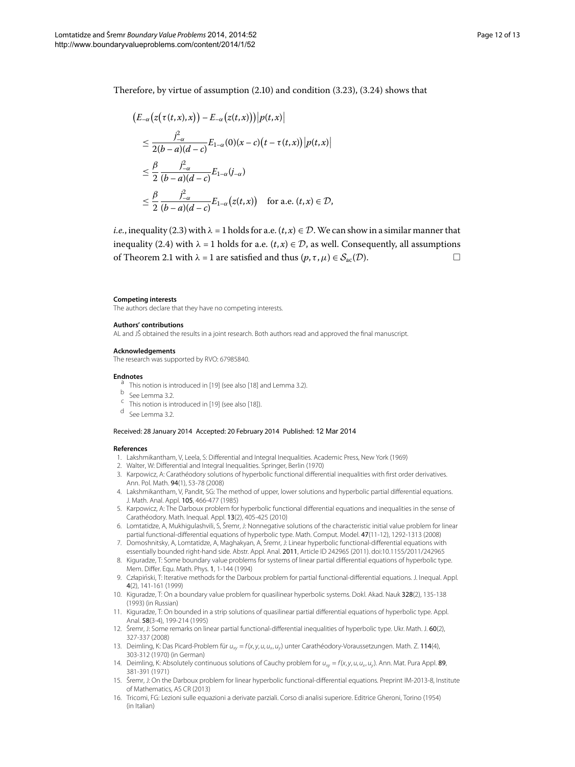Therefore, by virtue of assumption (2.10) and condition (3.23), (3.24) shows that

$$
\begin{aligned}
&\big(E_{-\alpha}\big(z\big(\tau(t,x),x\big)\big) - E_{-\alpha}\big(z(t,x)\big)\big)\big|p(t,x)\big| \\
&\quad \le \frac{j_{-\alpha}^2}{2(b-a)(d-c)} E_{1-\alpha}(0)(x-c)\big(t-\tau(t,x)\big)\big|p(t,x)\big| \\
&\quad \le \frac{\beta}{2}\frac{j_{-\alpha}^2}{(b-a)(d-c)} E_{1-\alpha}(j_{-\alpha}) \\
&\quad \le \frac{\beta}{2}\frac{j_{-\alpha}^2}{(b-a)(d-c)} E_{1-\alpha}\big(z(t,x)\big) \quad \text{for a.e. } (t,x) \in \mathcal{D},
\end{aligned}
$$

*i.e.*, inequality (2.3) with $\lambda = 1$ holds for a.e. $(t,x) \in \mathcal{D}$. We can show in a similar manner that inequality (2.4) with $\lambda = 1$ holds for a.e. $(t,x) \in \mathcal{D}$, as well. Consequently, all assumptions of Theorem 2.1 with $\lambda = 1$ are satisfied and thus $(p,\tau,\mu) \in \mathcal{S}_{\mathrm{ac}}(\mathcal{D})$. □

#### Competing interests
The authors declare that they have no competing interests.

#### Authors' contributions
AL and JŠ obtained the results in a joint research. Both authors read and approved the final manuscript.

#### Acknowledgements
The research was supported by RVO: 67985840.

#### Endnotes
[a] This notion is introduced in [19] (see also [18] and Lemma 3.2).
[b] See Lemma 3.2.
[c] This notion is introduced in [19] (see also [18]).
[d] See Lemma 3.2.

Received: 28 January 2014 Accepted: 20 February 2014 Published: 12 Mar 2014

#### References
1. Lakshmikantham, V, Leela, S: Differential and Integral Inequalities. Academic Press, New York (1969)
2. Walter, W: Differential and Integral Inequalities. Springer, Berlin (1970)
3. Karpowicz, A: Carathéodory solutions of hyperbolic functional differential inequalities with first order derivatives. Ann. Pol. Math. **94**(1), 53-78 (2008)
4. Lakshmikantham, V, Pandit, SG: The method of upper, lower solutions and hyperbolic partial differential equations. J. Math. Anal. Appl. **105**, 466-477 (1985)
5. Karpowicz, A: The Darboux problem for hyperbolic functional differential equations and inequalities in the sense of Carathéodory. Math. Inequal. Appl. **13**(2), 405-425 (2010)
6. Lomtatidze, A, Mukhigulashvili, S, Šremr, J: Nonnegative solutions of the characteristic initial value problem for linear partial functional-differential equations of hyperbolic type. Math. Comput. Model. **47**(11-12), 1292-1313 (2008)
7. Domoshnitsky, A, Lomtatidze, A, Maghakyan, A, Šremr, J: Linear hyperbolic functional-differential equations with essentially bounded right-hand side. Abstr. Appl. Anal. **2011**, Article ID 242965 (2011). doi:10.1155/2011/242965
8. Kiguradze, T: Some boundary value problems for systems of linear partial differential equations of hyperbolic type. Mem. Differ. Equ. Math. Phys. **1**, 1-144 (1994)
9. Członiński, T: Iterative methods for the Darboux problem for partial functional-differential equations. J. Inequal. Appl. **4**(2), 141-161 (1999)
10. Kiguradze, T: On a boundary value problem for quasilinear hyperbolic systems. Dokl. Akad. Nauk **328**(2), 135-138 (1993) (in Russian)
11. Kiguradze, T: On bounded in a strip solutions of quasilinear partial differential equations of hyperbolic type. Appl. Anal. **58**(3-4), 199-214 (1995)
12. Šremr, J: Some remarks on linear partial functional-differential inequalities of hyperbolic type. Ukr. Math. J. **60**(2), 327-337 (2008)
13. Deimling, K: Das Picard-Problem für $u_{xy} = f(x,y,u,u_x,u_y)$ unter Carathéodory-Voraussetzungen. Math. Z. **114**(4), 303-312 (1970) (in German)
14. Deimling, K: Absolutely continuous solutions of Cauchy problem for $u_{xy} = f(x,y,u,u_x,u_y)$. Ann. Mat. Pura Appl. **89**, 381-391 (1971)
15. Šremr, J: On the Darboux problem for linear hyperbolic functional-differential equations. Preprint IM-2013-8, Institute of Mathematics, AS CR (2013)
16. Tricomi, FG: Lezioni sulle equazioni a derivate parziali. Corso di analisi superiore. Editrice Gheroni, Torino (1954) (in Italian)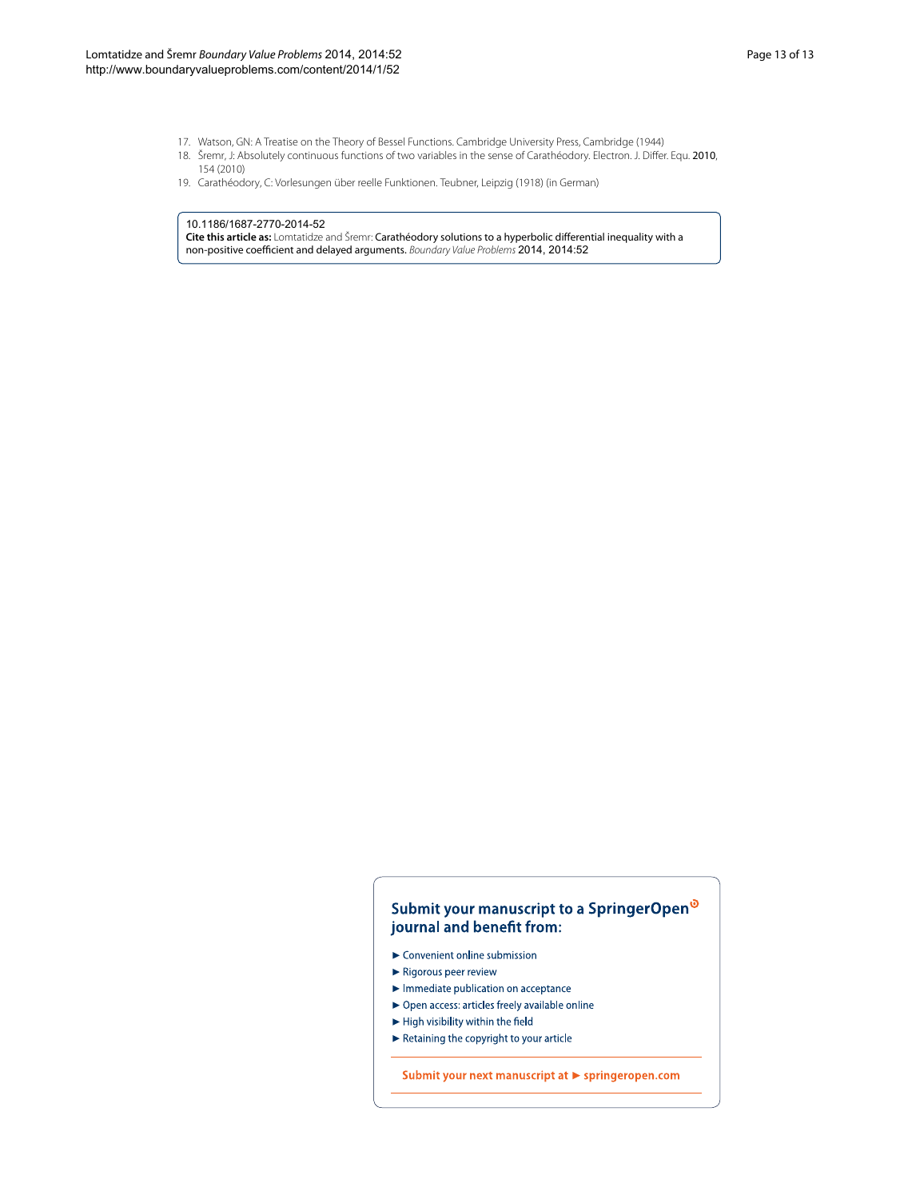17. Watson, GN: A Treatise on the Theory of Bessel Functions. Cambridge University Press, Cambridge (1944)
18. Šremr, J: Absolutely continuous functions of two variables in the sense of Carathéodory. Electron. J. Differ. Equ. **2010**, 154 (2010)
19. Carathéodory, C: Vorlesungen über reelle Funktionen. Teubner, Leipzig (1918) (in German)

10.1186/1687-2770-2014-52
**Cite this article as:** Lomtatidze and Šremr: Carathéodory solutions to a hyperbolic differential inequality with a non-positive coefficient and delayed arguments. *Boundary Value Problems* 2014, 2014:52

**Submit your manuscript to a SpringerOpen journal and benefit from:**

- Convenient online submission
- Rigorous peer review
- Immediate publication on acceptance
- Open access: articles freely available online
- High visibility within the field
- Retaining the copyright to your article

**Submit your next manuscript at ▶ springeropen.com**